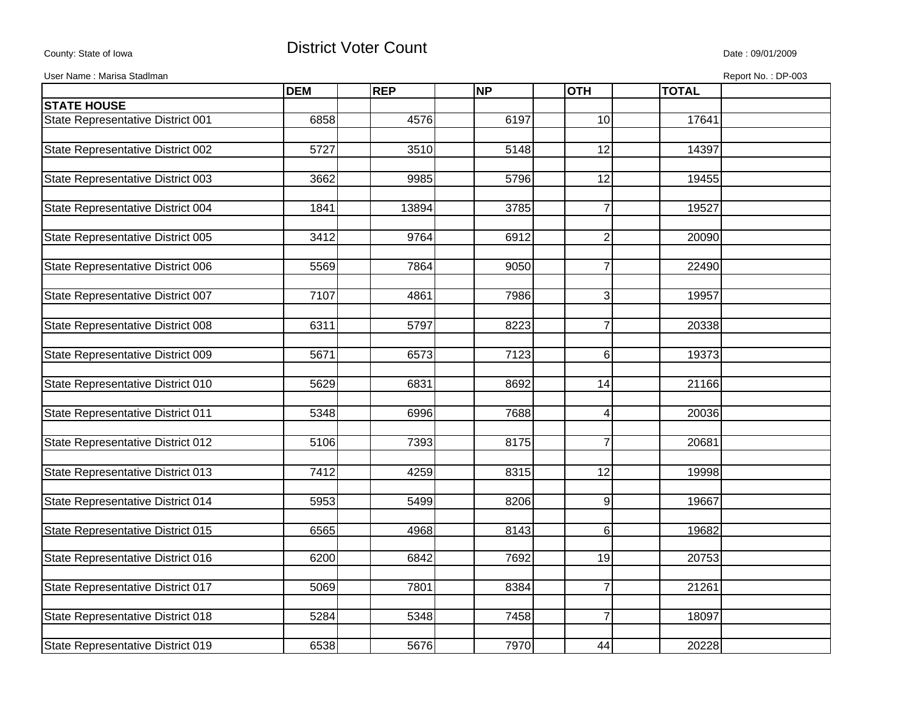County: State of Iowa

# District Voter Count

Date : 09/01/2009

User Name : Marisa Stadlman

Report No. : DP-003

| | DEM | REP | NP | OTH | TOTAL |
|---|---|---|---|---|---|
| **STATE HOUSE** | | | | | |
| State Representative District 001 | 6858 | 4576 | 6197 | 10 | 17641 |
| State Representative District 002 | 5727 | 3510 | 5148 | 12 | 14397 |
| State Representative District 003 | 3662 | 9985 | 5796 | 12 | 19455 |
| State Representative District 004 | 1841 | 13894 | 3785 | 7 | 19527 |
| State Representative District 005 | 3412 | 9764 | 6912 | 2 | 20090 |
| State Representative District 006 | 5569 | 7864 | 9050 | 7 | 22490 |
| State Representative District 007 | 7107 | 4861 | 7986 | 3 | 19957 |
| State Representative District 008 | 6311 | 5797 | 8223 | 7 | 20338 |
| State Representative District 009 | 5671 | 6573 | 7123 | 6 | 19373 |
| State Representative District 010 | 5629 | 6831 | 8692 | 14 | 21166 |
| State Representative District 011 | 5348 | 6996 | 7688 | 4 | 20036 |
| State Representative District 012 | 5106 | 7393 | 8175 | 7 | 20681 |
| State Representative District 013 | 7412 | 4259 | 8315 | 12 | 19998 |
| State Representative District 014 | 5953 | 5499 | 8206 | 9 | 19667 |
| State Representative District 015 | 6565 | 4968 | 8143 | 6 | 19682 |
| State Representative District 016 | 6200 | 6842 | 7692 | 19 | 20753 |
| State Representative District 017 | 5069 | 7801 | 8384 | 7 | 21261 |
| State Representative District 018 | 5284 | 5348 | 7458 | 7 | 18097 |
| State Representative District 019 | 6538 | 5676 | 7970 | 44 | 20228 |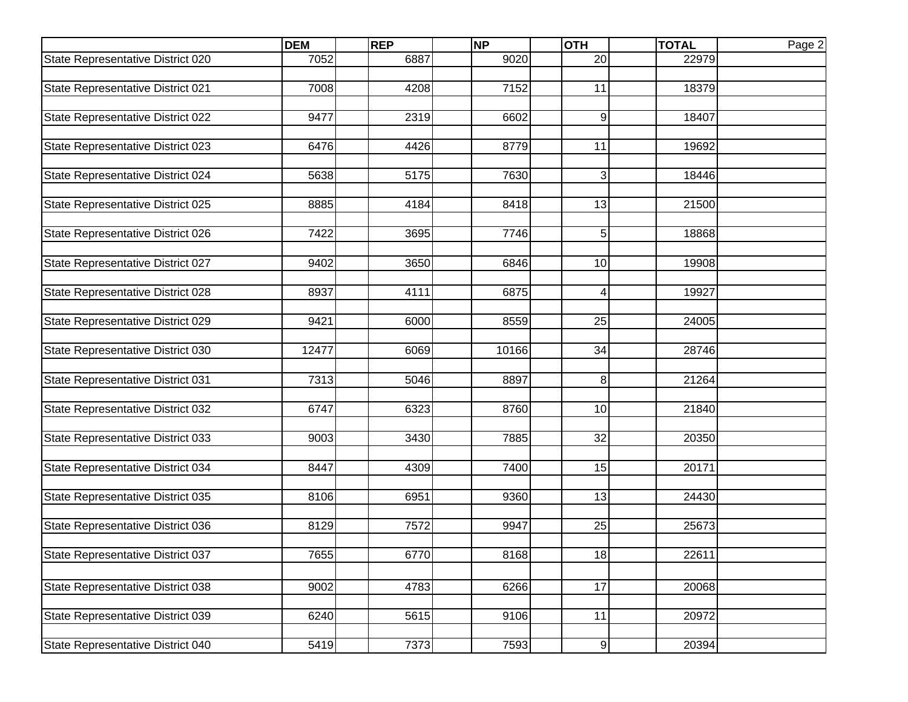| | DEM | REP | NP | OTH | TOTAL |
|---|---|---|---|---|---|
| State Representative District 020 | 7052 | 6887 | 9020 | 20 | 22979 |
| State Representative District 021 | 7008 | 4208 | 7152 | 11 | 18379 |
| State Representative District 022 | 9477 | 2319 | 6602 | 9 | 18407 |
| State Representative District 023 | 6476 | 4426 | 8779 | 11 | 19692 |
| State Representative District 024 | 5638 | 5175 | 7630 | 3 | 18446 |
| State Representative District 025 | 8885 | 4184 | 8418 | 13 | 21500 |
| State Representative District 026 | 7422 | 3695 | 7746 | 5 | 18868 |
| State Representative District 027 | 9402 | 3650 | 6846 | 10 | 19908 |
| State Representative District 028 | 8937 | 4111 | 6875 | 4 | 19927 |
| State Representative District 029 | 9421 | 6000 | 8559 | 25 | 24005 |
| State Representative District 030 | 12477 | 6069 | 10166 | 34 | 28746 |
| State Representative District 031 | 7313 | 5046 | 8897 | 8 | 21264 |
| State Representative District 032 | 6747 | 6323 | 8760 | 10 | 21840 |
| State Representative District 033 | 9003 | 3430 | 7885 | 32 | 20350 |
| State Representative District 034 | 8447 | 4309 | 7400 | 15 | 20171 |
| State Representative District 035 | 8106 | 6951 | 9360 | 13 | 24430 |
| State Representative District 036 | 8129 | 7572 | 9947 | 25 | 25673 |
| State Representative District 037 | 7655 | 6770 | 8168 | 18 | 22611 |
| State Representative District 038 | 9002 | 4783 | 6266 | 17 | 20068 |
| State Representative District 039 | 6240 | 5615 | 9106 | 11 | 20972 |
| State Representative District 040 | 5419 | 7373 | 7593 | 9 | 20394 |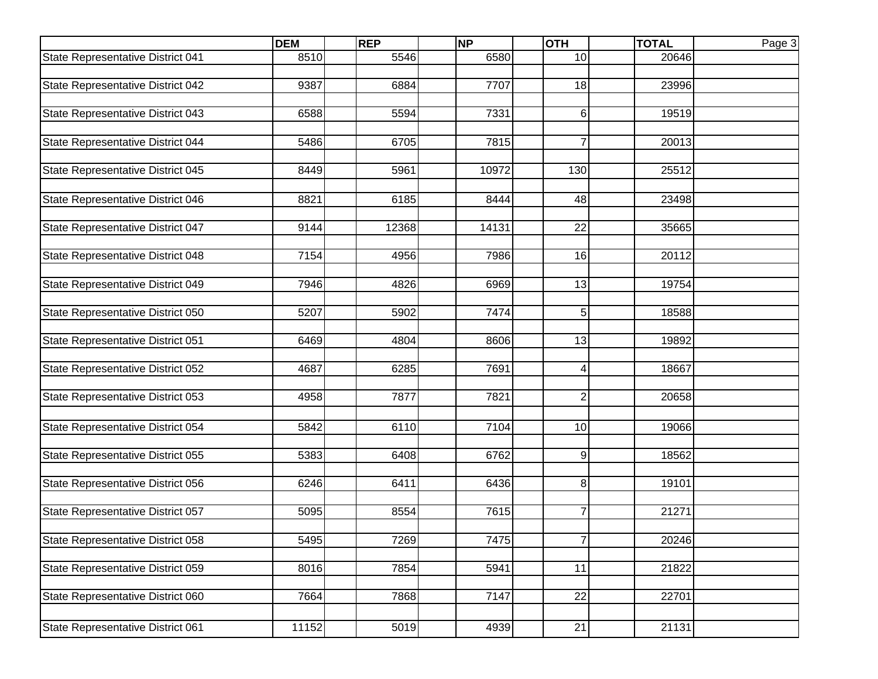| | DEM | REP | NP | OTH | TOTAL |
|---|---|---|---|---|---|
| State Representative District 041 | 8510 | 5546 | 6580 | 10 | 20646 |
| State Representative District 042 | 9387 | 6884 | 7707 | 18 | 23996 |
| State Representative District 043 | 6588 | 5594 | 7331 | 6 | 19519 |
| State Representative District 044 | 5486 | 6705 | 7815 | 7 | 20013 |
| State Representative District 045 | 8449 | 5961 | 10972 | 130 | 25512 |
| State Representative District 046 | 8821 | 6185 | 8444 | 48 | 23498 |
| State Representative District 047 | 9144 | 12368 | 14131 | 22 | 35665 |
| State Representative District 048 | 7154 | 4956 | 7986 | 16 | 20112 |
| State Representative District 049 | 7946 | 4826 | 6969 | 13 | 19754 |
| State Representative District 050 | 5207 | 5902 | 7474 | 5 | 18588 |
| State Representative District 051 | 6469 | 4804 | 8606 | 13 | 19892 |
| State Representative District 052 | 4687 | 6285 | 7691 | 4 | 18667 |
| State Representative District 053 | 4958 | 7877 | 7821 | 2 | 20658 |
| State Representative District 054 | 5842 | 6110 | 7104 | 10 | 19066 |
| State Representative District 055 | 5383 | 6408 | 6762 | 9 | 18562 |
| State Representative District 056 | 6246 | 6411 | 6436 | 8 | 19101 |
| State Representative District 057 | 5095 | 8554 | 7615 | 7 | 21271 |
| State Representative District 058 | 5495 | 7269 | 7475 | 7 | 20246 |
| State Representative District 059 | 8016 | 7854 | 5941 | 11 | 21822 |
| State Representative District 060 | 7664 | 7868 | 7147 | 22 | 22701 |
| State Representative District 061 | 11152 | 5019 | 4939 | 21 | 21131 |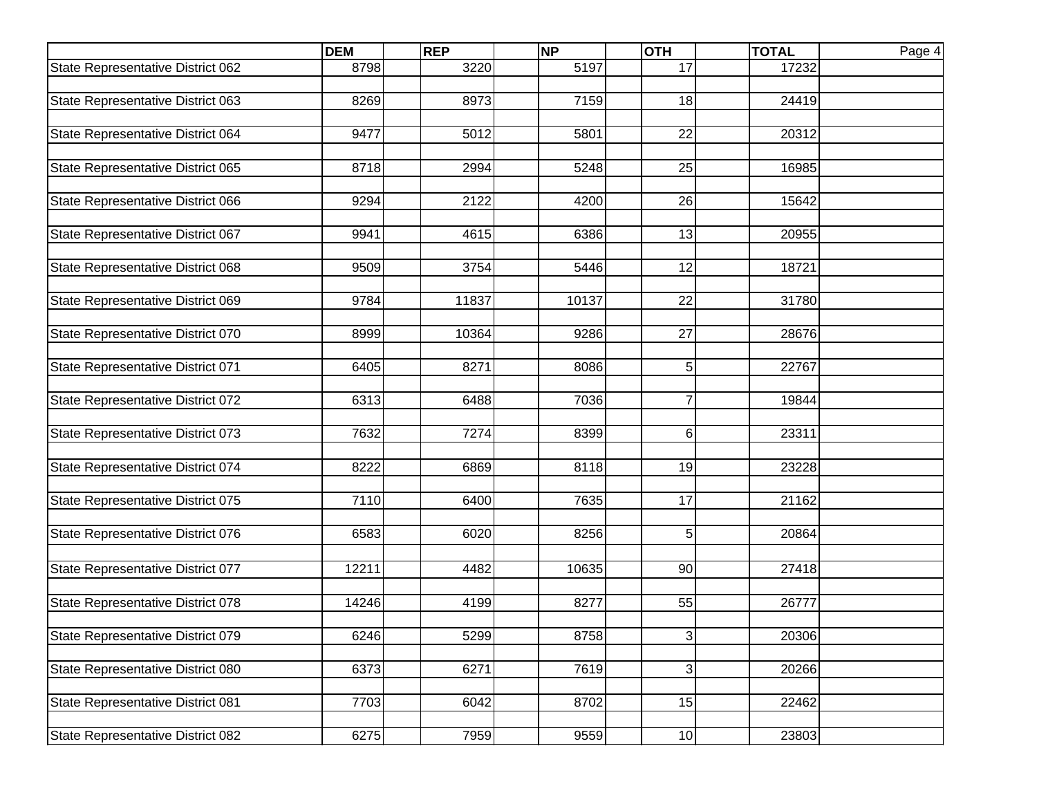| | DEM | REP | NP | OTH | TOTAL |
|---|---|---|---|---|---|
| State Representative District 062 | 8798 | 3220 | 5197 | 17 | 17232 |
| State Representative District 063 | 8269 | 8973 | 7159 | 18 | 24419 |
| State Representative District 064 | 9477 | 5012 | 5801 | 22 | 20312 |
| State Representative District 065 | 8718 | 2994 | 5248 | 25 | 16985 |
| State Representative District 066 | 9294 | 2122 | 4200 | 26 | 15642 |
| State Representative District 067 | 9941 | 4615 | 6386 | 13 | 20955 |
| State Representative District 068 | 9509 | 3754 | 5446 | 12 | 18721 |
| State Representative District 069 | 9784 | 11837 | 10137 | 22 | 31780 |
| State Representative District 070 | 8999 | 10364 | 9286 | 27 | 28676 |
| State Representative District 071 | 6405 | 8271 | 8086 | 5 | 22767 |
| State Representative District 072 | 6313 | 6488 | 7036 | 7 | 19844 |
| State Representative District 073 | 7632 | 7274 | 8399 | 6 | 23311 |
| State Representative District 074 | 8222 | 6869 | 8118 | 19 | 23228 |
| State Representative District 075 | 7110 | 6400 | 7635 | 17 | 21162 |
| State Representative District 076 | 6583 | 6020 | 8256 | 5 | 20864 |
| State Representative District 077 | 12211 | 4482 | 10635 | 90 | 27418 |
| State Representative District 078 | 14246 | 4199 | 8277 | 55 | 26777 |
| State Representative District 079 | 6246 | 5299 | 8758 | 3 | 20306 |
| State Representative District 080 | 6373 | 6271 | 7619 | 3 | 20266 |
| State Representative District 081 | 7703 | 6042 | 8702 | 15 | 22462 |
| State Representative District 082 | 6275 | 7959 | 9559 | 10 | 23803 |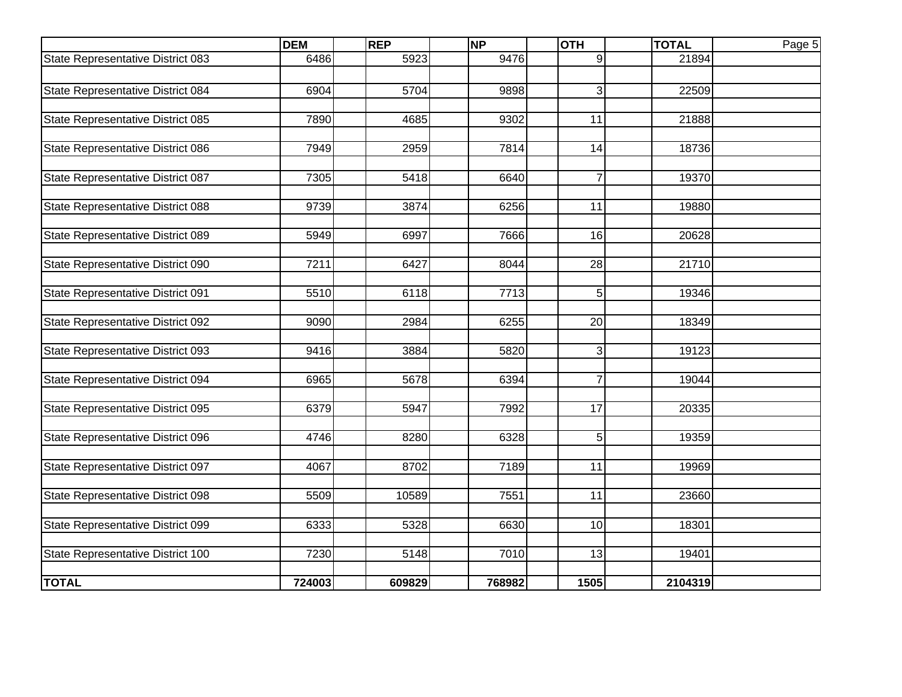| | DEM | REP | NP | OTH | TOTAL |
|---|---|---|---|---|---|
| State Representative District 083 | 6486 | 5923 | 9476 | 9 | 21894 |
| State Representative District 084 | 6904 | 5704 | 9898 | 3 | 22509 |
| State Representative District 085 | 7890 | 4685 | 9302 | 11 | 21888 |
| State Representative District 086 | 7949 | 2959 | 7814 | 14 | 18736 |
| State Representative District 087 | 7305 | 5418 | 6640 | 7 | 19370 |
| State Representative District 088 | 9739 | 3874 | 6256 | 11 | 19880 |
| State Representative District 089 | 5949 | 6997 | 7666 | 16 | 20628 |
| State Representative District 090 | 7211 | 6427 | 8044 | 28 | 21710 |
| State Representative District 091 | 5510 | 6118 | 7713 | 5 | 19346 |
| State Representative District 092 | 9090 | 2984 | 6255 | 20 | 18349 |
| State Representative District 093 | 9416 | 3884 | 5820 | 3 | 19123 |
| State Representative District 094 | 6965 | 5678 | 6394 | 7 | 19044 |
| State Representative District 095 | 6379 | 5947 | 7992 | 17 | 20335 |
| State Representative District 096 | 4746 | 8280 | 6328 | 5 | 19359 |
| State Representative District 097 | 4067 | 8702 | 7189 | 11 | 19969 |
| State Representative District 098 | 5509 | 10589 | 7551 | 11 | 23660 |
| State Representative District 099 | 6333 | 5328 | 6630 | 10 | 18301 |
| State Representative District 100 | 7230 | 5148 | 7010 | 13 | 19401 |
| **TOTAL** | **724003** | **609829** | **768982** | **1505** | **2104319** |